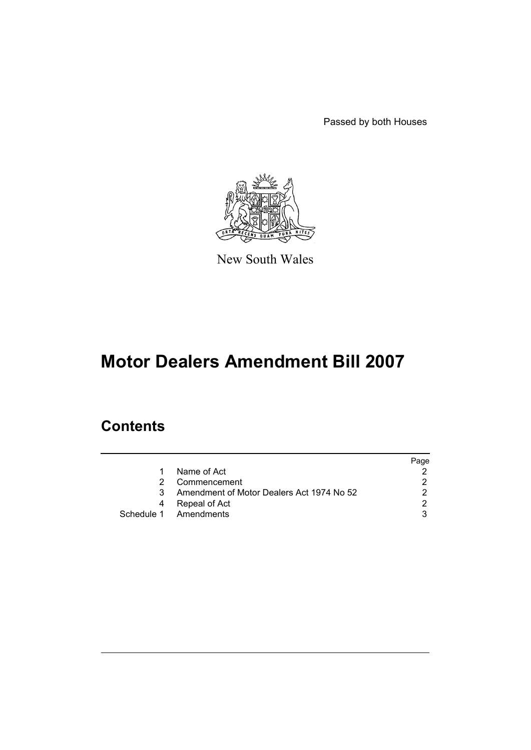Passed by both Houses

New South Wales

# Motor Dealers Amendment Bill 2007

## Contents

| | | Page |
|---|---|---|
| 1 | Name of Act | 2 |
| 2 | Commencement | 2 |
| 3 | Amendment of Motor Dealers Act 1974 No 52 | 2 |
| 4 | Repeal of Act | 2 |
| Schedule 1 | Amendments | 3 |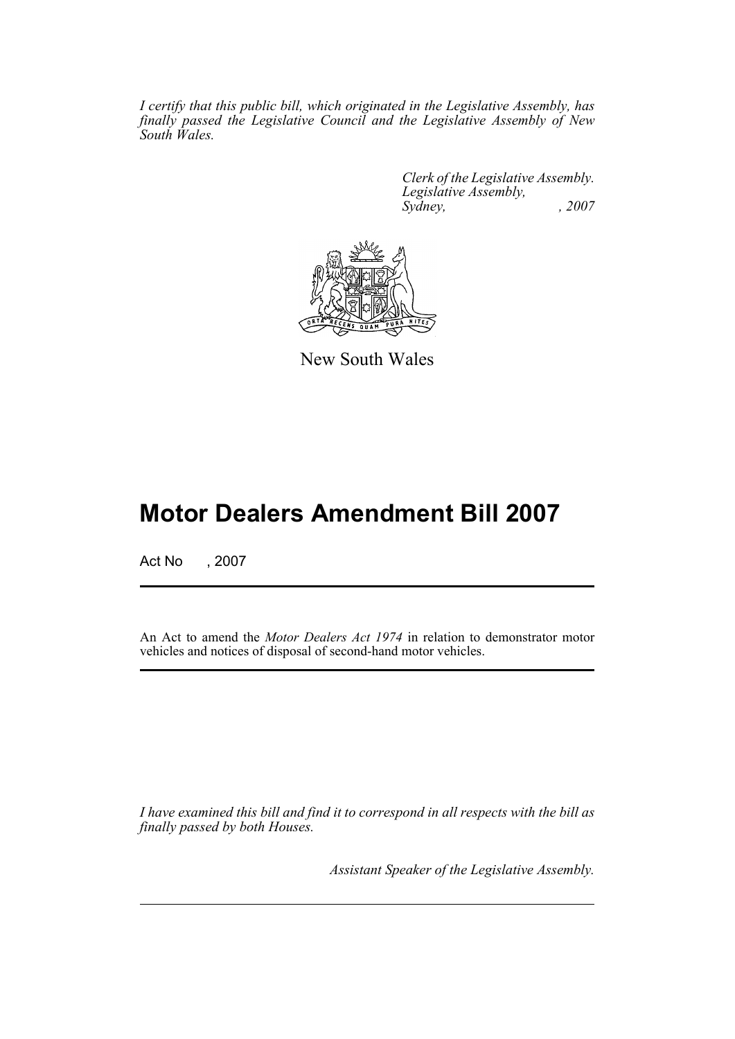*I certify that this public bill, which originated in the Legislative Assembly, has finally passed the Legislative Council and the Legislative Assembly of New South Wales.*

*Clerk of the Legislative Assembly.*
*Legislative Assembly,*
*Sydney, , 2007*

New South Wales

# Motor Dealers Amendment Bill 2007

Act No , 2007

An Act to amend the *Motor Dealers Act 1974* in relation to demonstrator motor vehicles and notices of disposal of second-hand motor vehicles.

*I have examined this bill and find it to correspond in all respects with the bill as finally passed by both Houses.*

*Assistant Speaker of the Legislative Assembly.*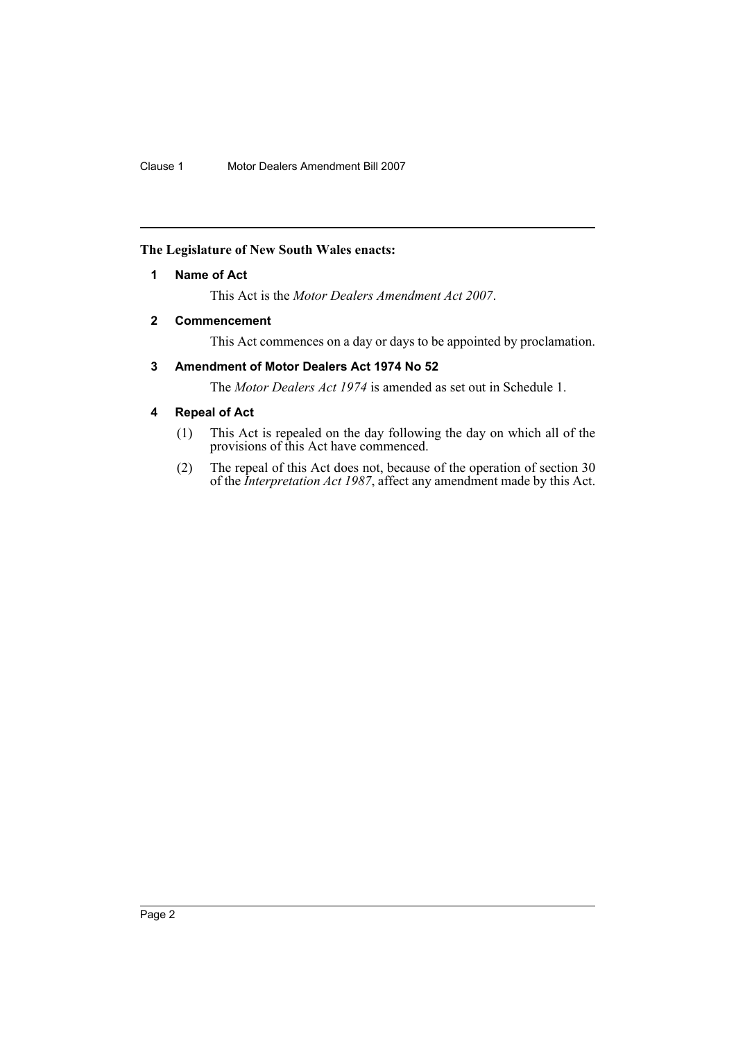**The Legislature of New South Wales enacts:**

## 1 Name of Act

This Act is the *Motor Dealers Amendment Act 2007*.

## 2 Commencement

This Act commences on a day or days to be appointed by proclamation.

## 3 Amendment of Motor Dealers Act 1974 No 52

The *Motor Dealers Act 1974* is amended as set out in Schedule 1.

## 4 Repeal of Act

(1) This Act is repealed on the day following the day on which all of the provisions of this Act have commenced.

(2) The repeal of this Act does not, because of the operation of section 30 of the *Interpretation Act 1987*, affect any amendment made by this Act.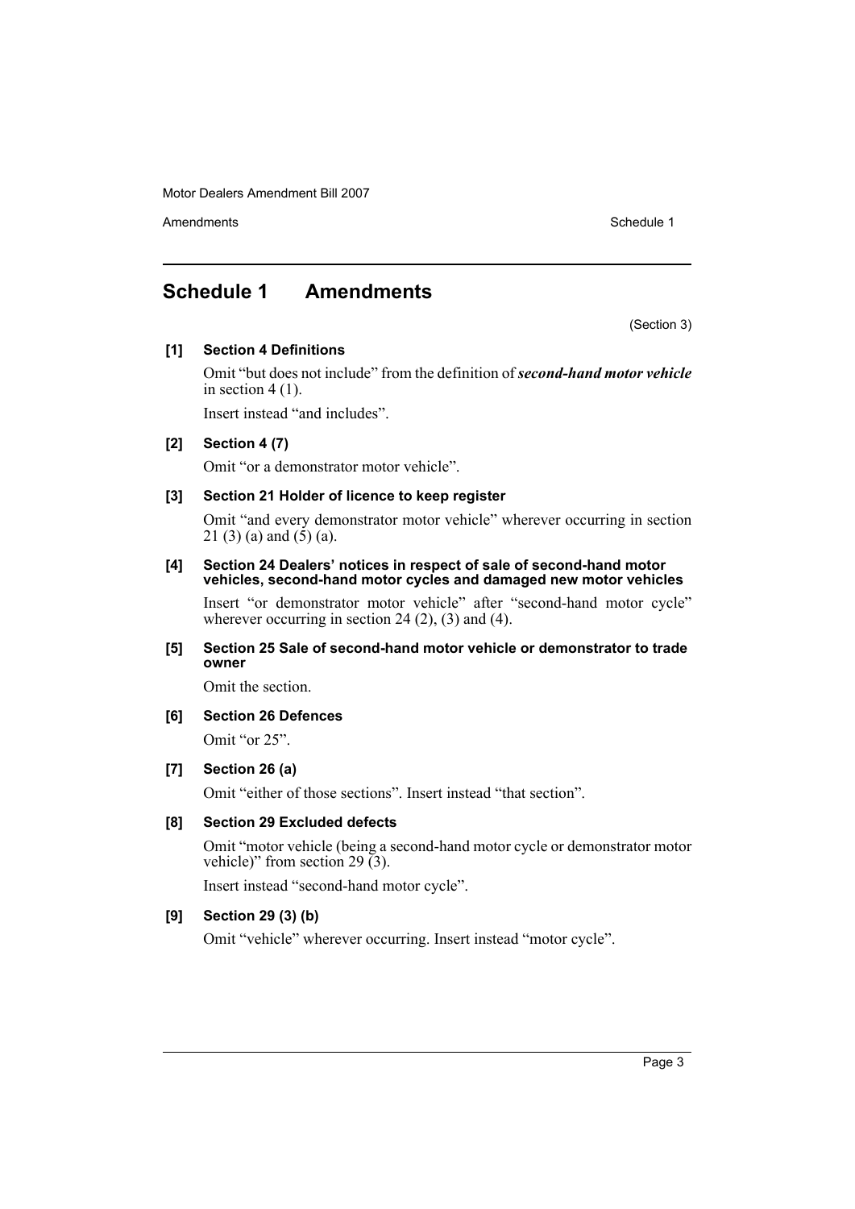## Schedule 1 Amendments

(Section 3)

**[1] Section 4 Definitions**

Omit "but does not include" from the definition of ***second-hand motor vehicle*** in section 4 (1).

Insert instead "and includes".

**[2] Section 4 (7)**

Omit "or a demonstrator motor vehicle".

**[3] Section 21 Holder of licence to keep register**

Omit "and every demonstrator motor vehicle" wherever occurring in section 21 (3) (a) and (5) (a).

**[4] Section 24 Dealers' notices in respect of sale of second-hand motor vehicles, second-hand motor cycles and damaged new motor vehicles**

Insert "or demonstrator motor vehicle" after "second-hand motor cycle" wherever occurring in section 24 (2), (3) and (4).

**[5] Section 25 Sale of second-hand motor vehicle or demonstrator to trade owner**

Omit the section.

**[6] Section 26 Defences**

Omit "or 25".

**[7] Section 26 (a)**

Omit "either of those sections". Insert instead "that section".

**[8] Section 29 Excluded defects**

Omit "motor vehicle (being a second-hand motor cycle or demonstrator motor vehicle)" from section 29 (3).

Insert instead "second-hand motor cycle".

**[9] Section 29 (3) (b)**

Omit "vehicle" wherever occurring. Insert instead "motor cycle".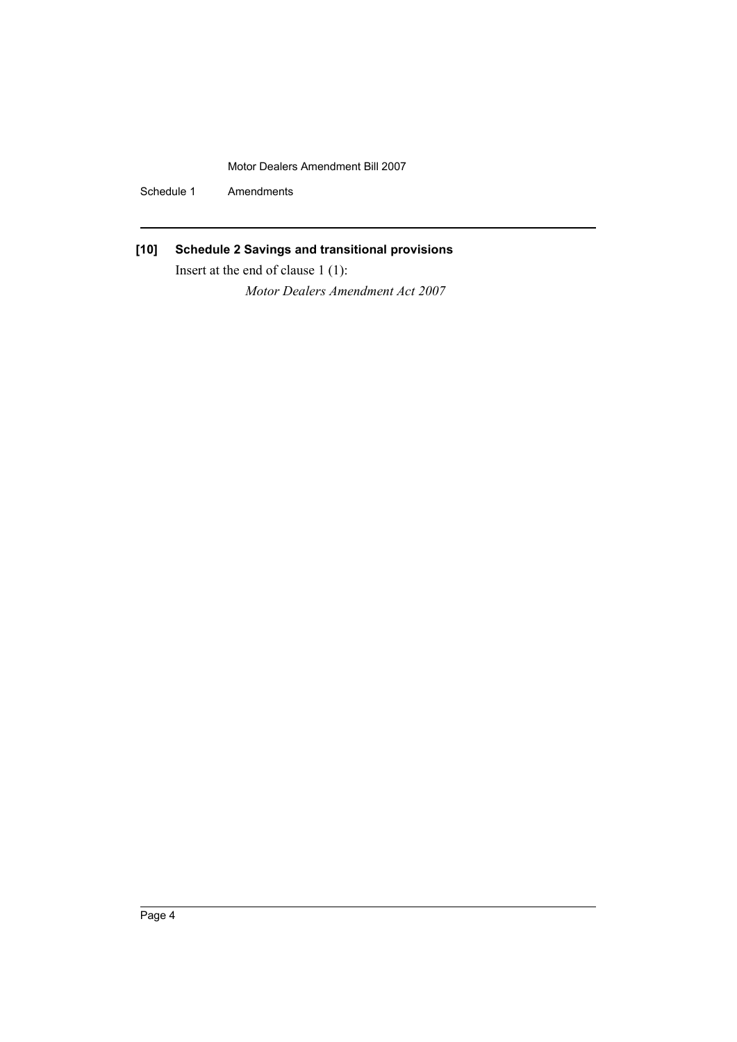**[10] Schedule 2 Savings and transitional provisions**

Insert at the end of clause 1 (1):

*Motor Dealers Amendment Act 2007*